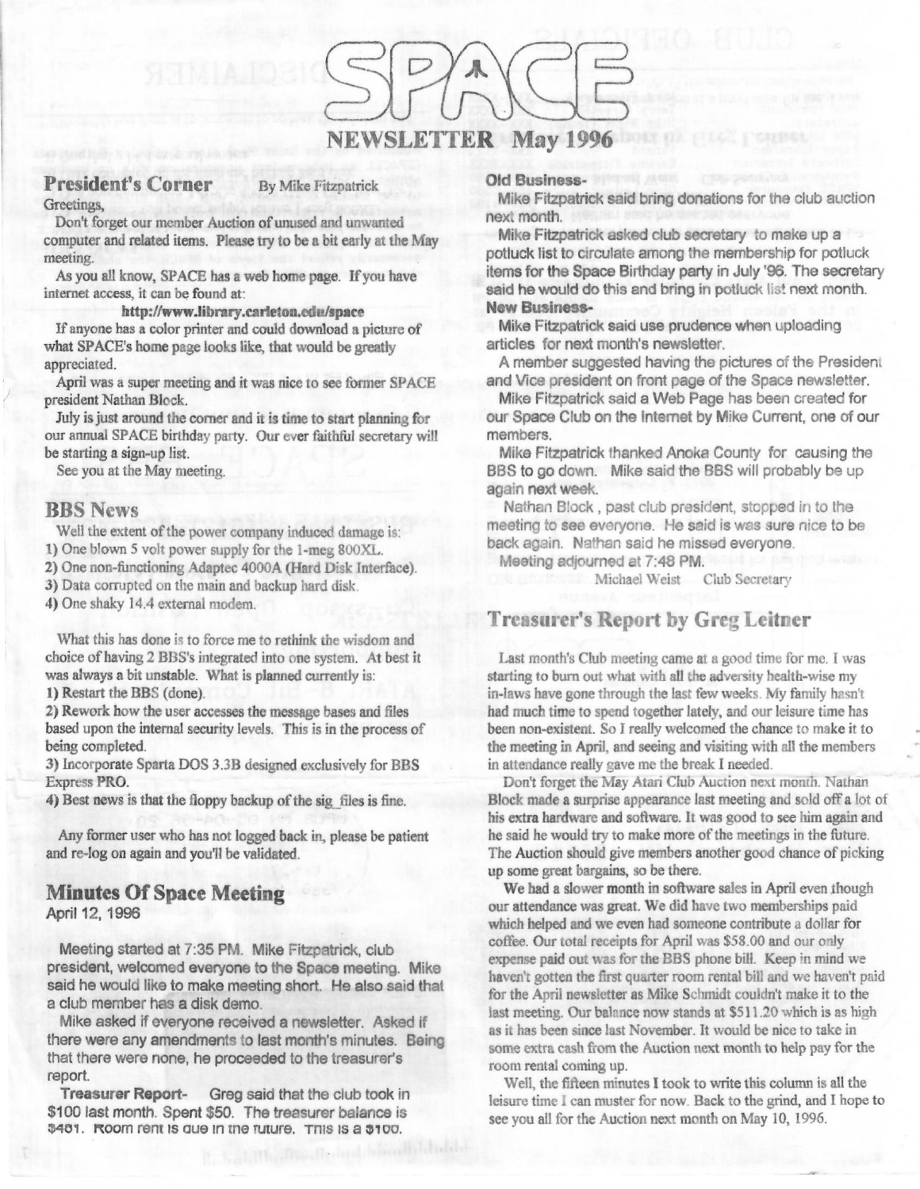# SPACE

## NEWSLETTER May 1996

## President's Corner

By Mike Fitzpatrick

Greetings,

Don't forget our member Auction of unused and unwanted computer and related items. Please try to be a bit early at the May meeting.

As you all know, SPACE has a web home page. If you have internet access, it can be found at:

**http://www.library.carleton.edu/space**

If anyone has a color printer and could download a picture of what SPACE's home page looks like, that would be greatly appreciated.

April was a super meeting and it was nice to see former SPACE president Nathan Block.

July is just around the corner and it is time to start planning for our annual SPACE birthday party. Our ever faithful secretary will be starting a sign-up list.

See you at the May meeting.

## BBS News

Well the extent of the power company induced damage is:

1) One blown 5 volt power supply for the 1-meg 800XL.
2) One non-functioning Adaptec 4000A (Hard Disk Interface).
3) Data corrupted on the main and backup hard disk.
4) One shaky 14.4 external modem.

What this has done is to force me to rethink the wisdom and choice of having 2 BBS's integrated into one system. At best it was always a bit unstable. What is planned currently is:

1) Restart the BBS (done).
2) Rework how the user accesses the message bases and files based upon the internal security levels. This is in the process of being completed.
3) Incorporate Sparta DOS 3.3B designed exclusively for BBS Express PRO.
4) Best news is that the floppy backup of the sig_files is fine.

Any former user who has not logged back in, please be patient and re-log on again and you'll be validated.

## Minutes Of Space Meeting

April 12, 1996

Meeting started at 7:35 PM. Mike Fitzpatrick, club president, welcomed everyone to the Space meeting. Mike said he would like to make meeting short. He also said that a club member has a disk demo.

Mike asked if everyone received a newsletter. Asked if there were any amendments to last month's minutes. Being that there were none, he proceeded to the treasurer's report.

**Treasurer Report-** Greg said that the club took in $100 last month. Spent $50. The treasurer balance is $461. Room rent is due in the future. This is a $100.

**Old Business-**

Mike Fitzpatrick said bring donations for the club auction next month.

Mike Fitzpatrick asked club secretary to make up a potluck list to circulate among the membership for potluck items for the Space Birthday party in July '96. The secretary said he would do this and bring in potluck list next month.

**New Business-**

Mike Fitzpatrick said use prudence when uploading articles for next month's newsletter.

A member suggested having the pictures of the President and Vice president on front page of the Space newsletter.

Mike Fitzpatrick said a Web Page has been created for our Space Club on the Internet by Mike Current, one of our members.

Mike Fitzpatrick thanked Anoka County for causing the BBS to go down. Mike said the BBS will probably be up again next week.

Nathan Block , past club president, stopped in to the meeting to see everyone. He said is was sure nice to be back again. Nathan said he missed everyone.

Meeting adjourned at 7:48 PM.

Michael Weist Club Secretary

## Treasurer's Report by Greg Leitner

Last month's Club meeting came at a good time for me. I was starting to burn out what with all the adversity health-wise my in-laws have gone through the last few weeks. My family hasn't had much time to spend together lately, and our leisure time has been non-existent. So I really welcomed the chance to make it to the meeting in April, and seeing and visiting with all the members in attendance really gave me the break I needed.

Don't forget the May Atari Club Auction next month. Nathan Block made a surprise appearance last meeting and sold off a lot of his extra hardware and software. It was good to see him again and he said he would try to make more of the meetings in the future. The Auction should give members another good chance of picking up some great bargains, so be there.

We had a slower month in software sales in April even though our attendance was great. We did have two memberships paid which helped and we even had someone contribute a dollar for coffee. Our total receipts for April was $58.00 and our only expense paid out was for the BBS phone bill. Keep in mind we haven't gotten the first quarter room rental bill and we haven't paid for the April newsletter as Mike Schmidt couldn't make it to the last meeting. Our balance now stands at $511.20 which is as high as it has been since last November. It would be nice to take in some extra cash from the Auction next month to help pay for the room rental coming up.

Well, the fifteen minutes I took to write this column is all the leisure time I can muster for now. Back to the grind, and I hope to see you all for the Auction next month on May 10, 1996.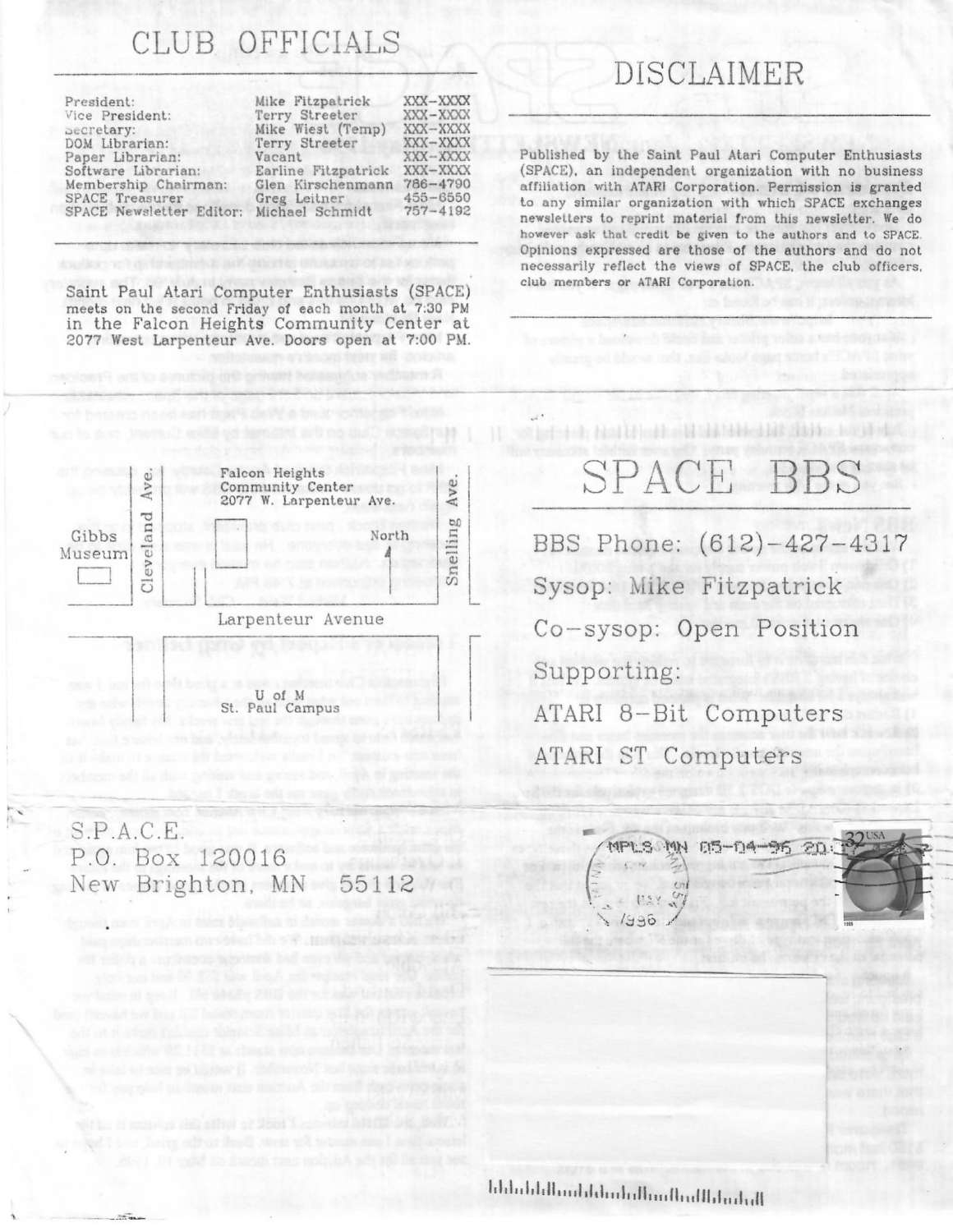# CLUB OFFICIALS

| | | |
|---|---|---|
| President: | Mike Fitzpatrick | XXX-XXXX |
| Vice President: | Terry Streeter | XXX-XXXX |
| Secretary: | Mike Wiest (Temp) | XXX-XXXX |
| DOM Librarian: | Terry Streeter | XXX-XXXX |
| Paper Librarian: | Vacant | XXX-XXXX |
| Software Librarian: | Earline Fitzpatrick | XXX-XXXX |
| Membership Chairman: | Glen Kirschenmann | 786-4790 |
| SPACE Treasurer | Greg Leitner | 455-6550 |
| SPACE Newsletter Editor: | Michael Schmidt | 757-4192 |

Saint Paul Atari Computer Enthusiasts (SPACE) meets on the second Friday of each month at 7:30 PM in the Falcon Heights Community Center at 2077 West Larpenteur Ave. Doors open at 7:00 PM.

Gibbs Museum

Cleveland Ave.

Falcon Heights
Community Center
2077 W. Larpenteur Ave.

North

Snelling Ave.

Larpenteur Avenue

U of M
St. Paul Campus

# DISCLAIMER

Published by the Saint Paul Atari Computer Enthusiasts (SPACE), an independent organization with no business affiliation with ATARI Corporation. Permission is granted to any similar organization with which SPACE exchanges newsletters to reprint material from this newsletter. We do however ask that credit be given to the authors and to SPACE. Opinions expressed are those of the authors and do not necessarily reflect the views of SPACE, the club officers, club members or ATARI Corporation.

# SPACE BBS

BBS Phone: (612)-427-4317

Sysop: Mike Fitzpatrick

Co-sysop: Open Position

Supporting:

ATARI 8-Bit Computers

ATARI ST Computers

S.P.A.C.E.
P.O. Box 120016
New Brighton, MN 55112

MPLS MN 05-04-96